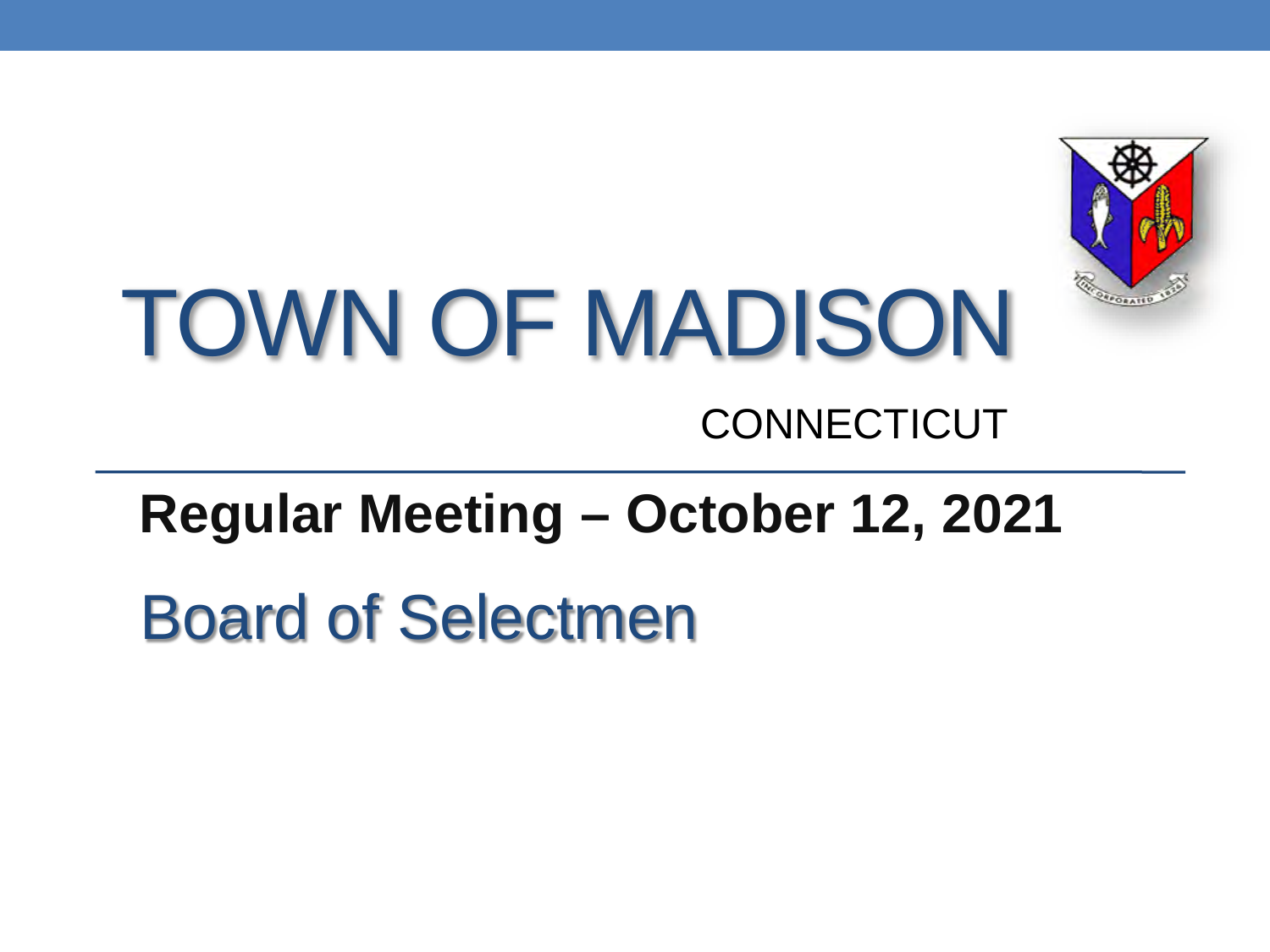# TOWN OF MADISON

CONNECTICUT

**Regular Meeting – October 12, 2021**

## Board of Selectmen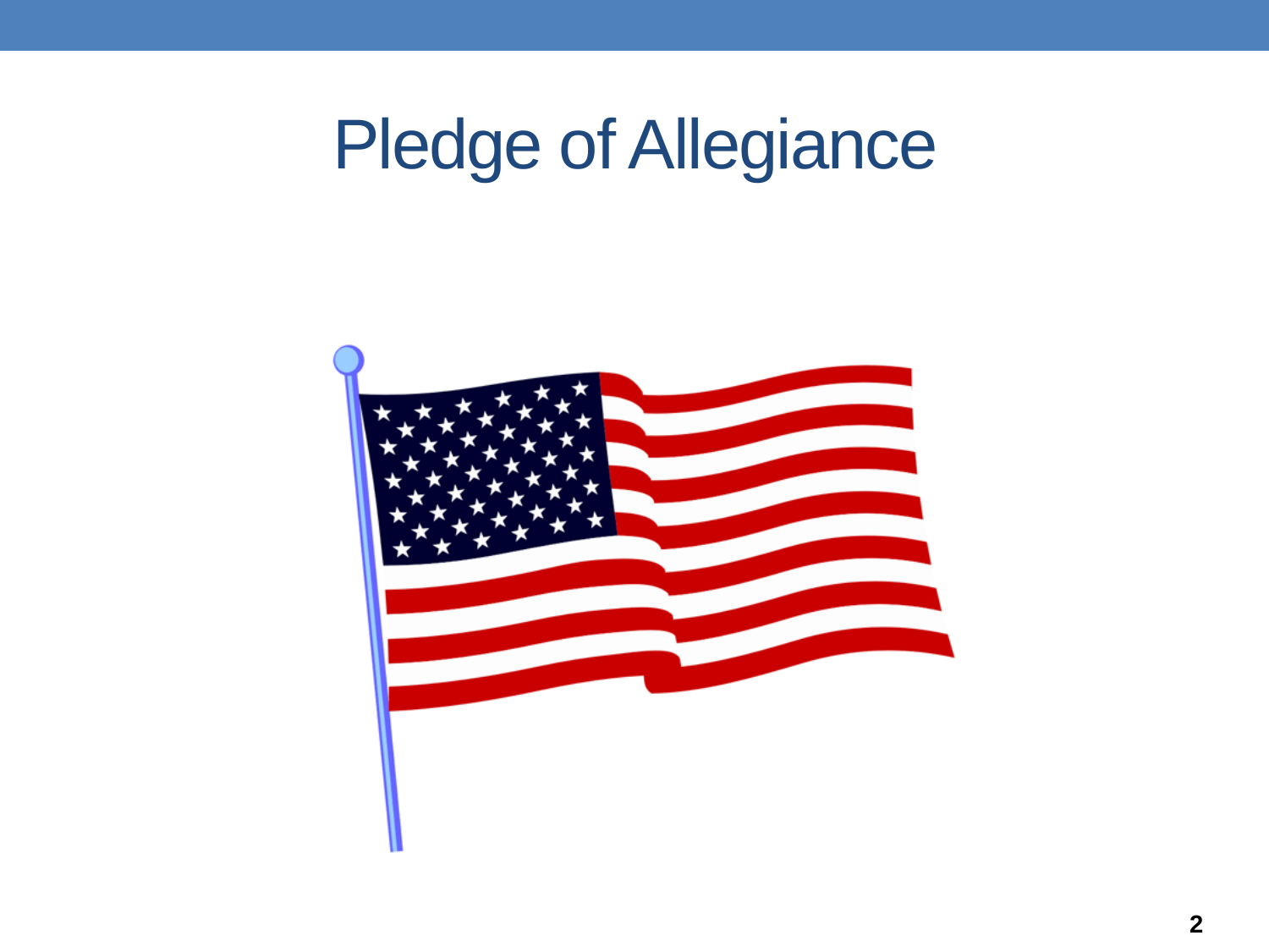# Pledge of Allegiance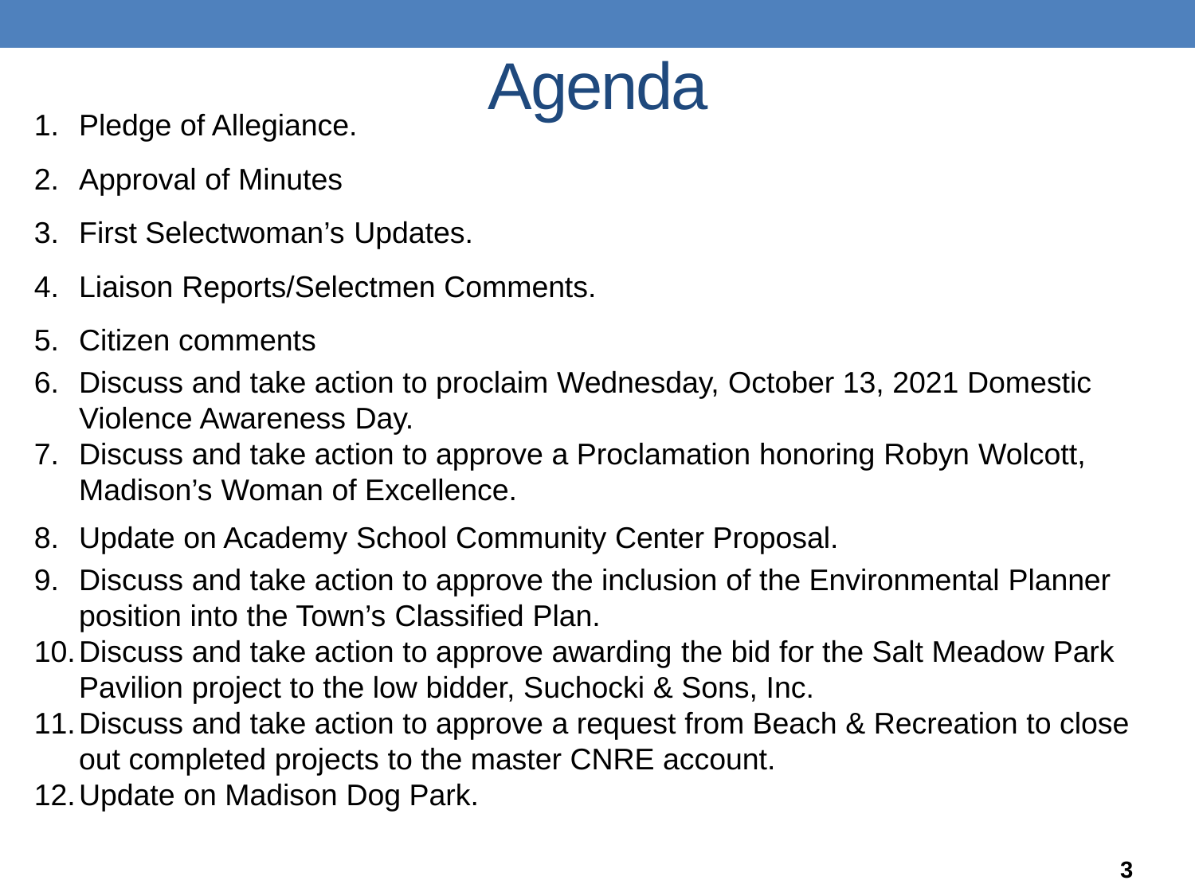# Agenda

1. Pledge of Allegiance.
2. Approval of Minutes
3. First Selectwoman's Updates.
4. Liaison Reports/Selectmen Comments.
5. Citizen comments
6. Discuss and take action to proclaim Wednesday, October 13, 2021 Domestic Violence Awareness Day.
7. Discuss and take action to approve a Proclamation honoring Robyn Wolcott, Madison's Woman of Excellence.
8. Update on Academy School Community Center Proposal.
9. Discuss and take action to approve the inclusion of the Environmental Planner position into the Town's Classified Plan.
10. Discuss and take action to approve awarding the bid for the Salt Meadow Park Pavilion project to the low bidder, Suchocki & Sons, Inc.
11. Discuss and take action to approve a request from Beach & Recreation to close out completed projects to the master CNRE account.
12. Update on Madison Dog Park.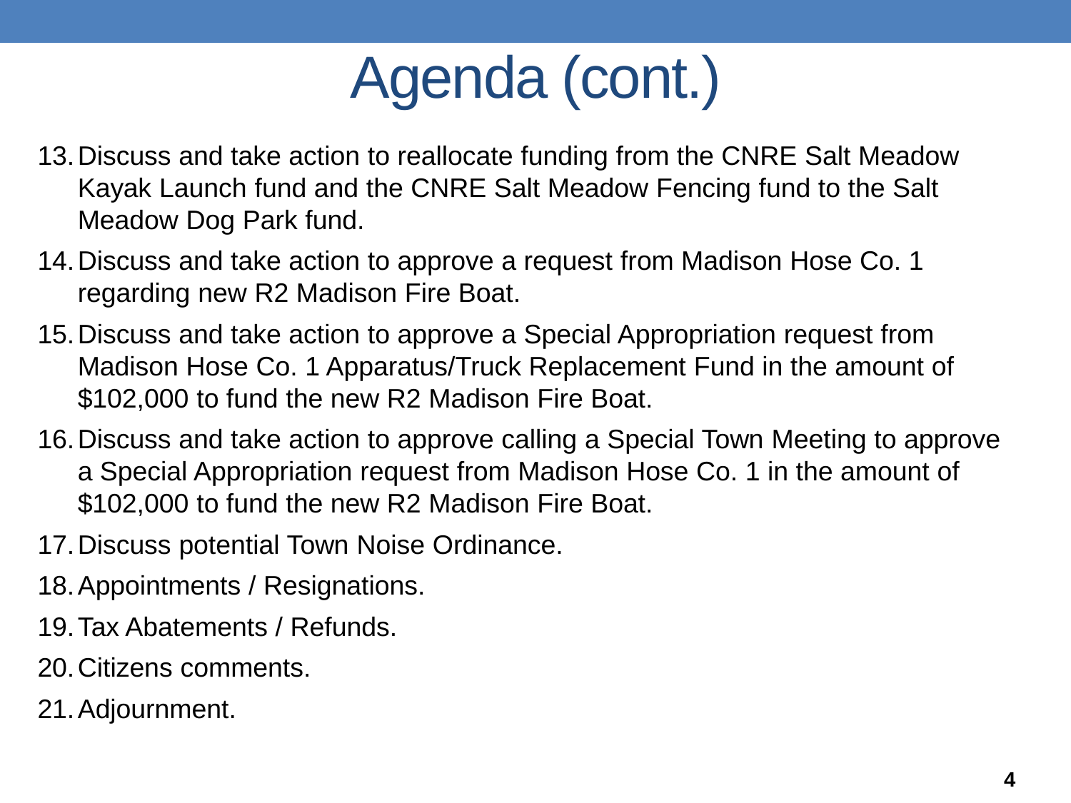# Agenda (cont.)

13. Discuss and take action to reallocate funding from the CNRE Salt Meadow Kayak Launch fund and the CNRE Salt Meadow Fencing fund to the Salt Meadow Dog Park fund.
14. Discuss and take action to approve a request from Madison Hose Co. 1 regarding new R2 Madison Fire Boat.
15. Discuss and take action to approve a Special Appropriation request from Madison Hose Co. 1 Apparatus/Truck Replacement Fund in the amount of $102,000 to fund the new R2 Madison Fire Boat.
16. Discuss and take action to approve calling a Special Town Meeting to approve a Special Appropriation request from Madison Hose Co. 1 in the amount of $102,000 to fund the new R2 Madison Fire Boat.
17. Discuss potential Town Noise Ordinance.
18. Appointments / Resignations.
19. Tax Abatements / Refunds.
20. Citizens comments.
21. Adjournment.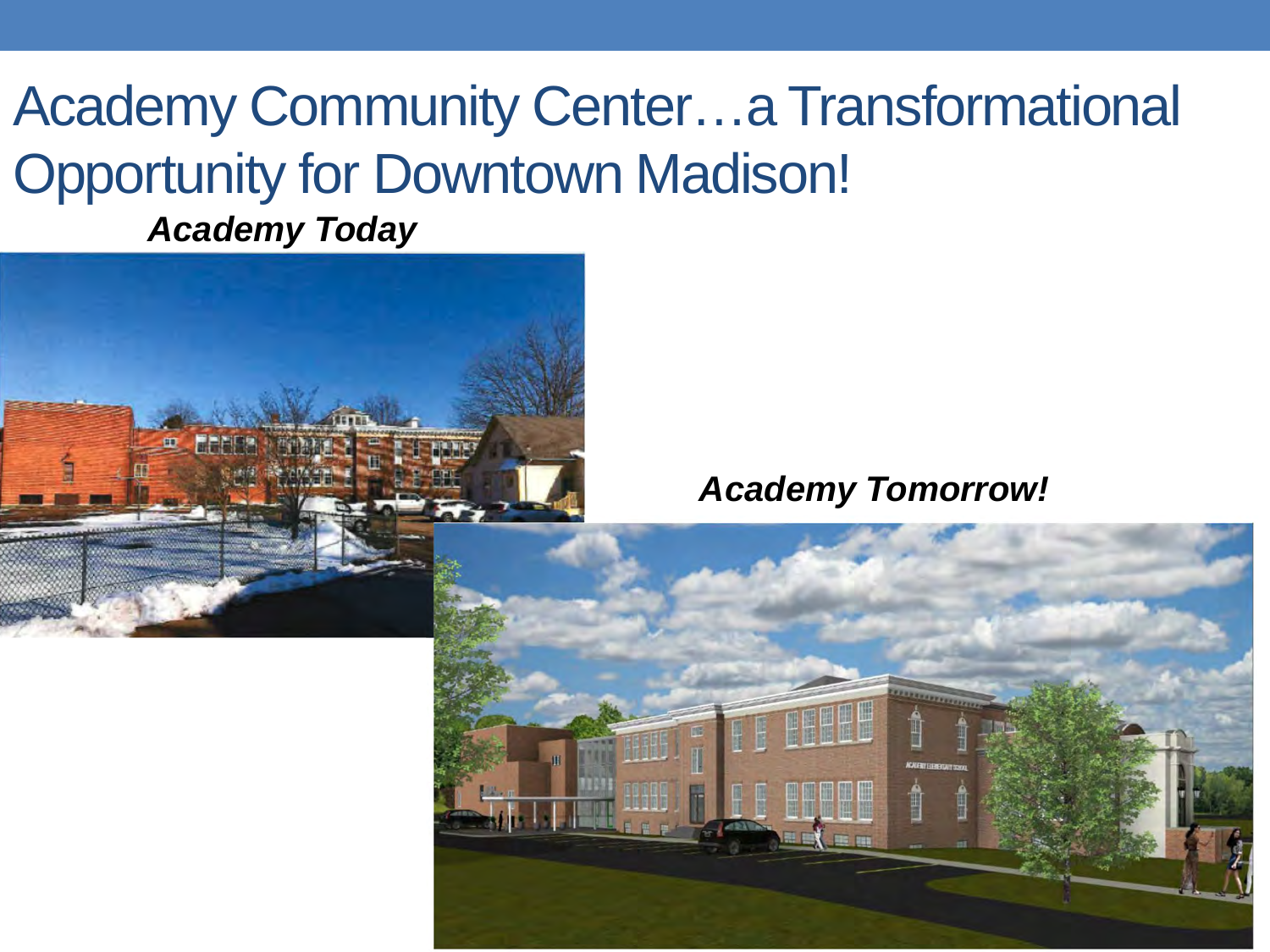# Academy Community Center…a Transformational Opportunity for Downtown Madison!

***Academy Today***

***Academy Tomorrow!***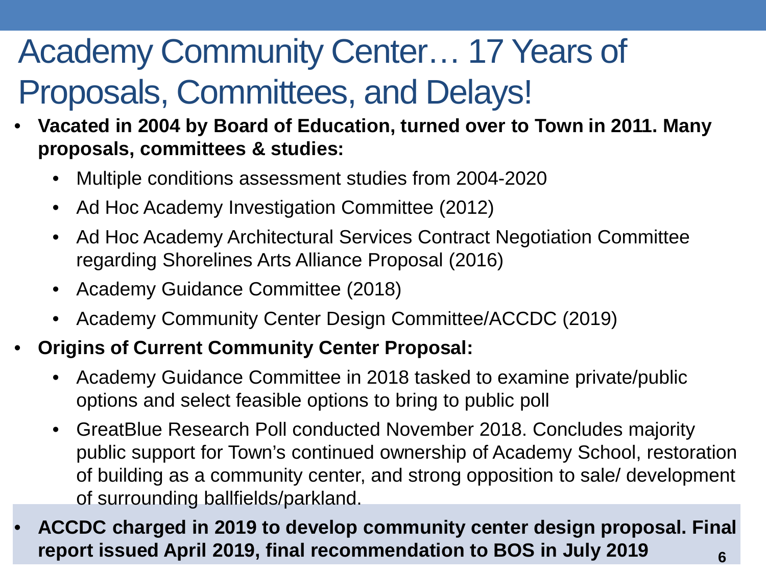# Academy Community Center… 17 Years of Proposals, Committees, and Delays!

- **Vacated in 2004 by Board of Education, turned over to Town in 2011. Many proposals, committees & studies:**
  - Multiple conditions assessment studies from 2004-2020
  - Ad Hoc Academy Investigation Committee (2012)
  - Ad Hoc Academy Architectural Services Contract Negotiation Committee regarding Shorelines Arts Alliance Proposal (2016)
  - Academy Guidance Committee (2018)
  - Academy Community Center Design Committee/ACCDC (2019)
- **Origins of Current Community Center Proposal:**
  - Academy Guidance Committee in 2018 tasked to examine private/public options and select feasible options to bring to public poll
  - GreatBlue Research Poll conducted November 2018. Concludes majority public support for Town's continued ownership of Academy School, restoration of building as a community center, and strong opposition to sale/ development of surrounding ballfields/parkland.
- **ACCDC charged in 2019 to develop community center design proposal. Final report issued April 2019, final recommendation to BOS in July 2019**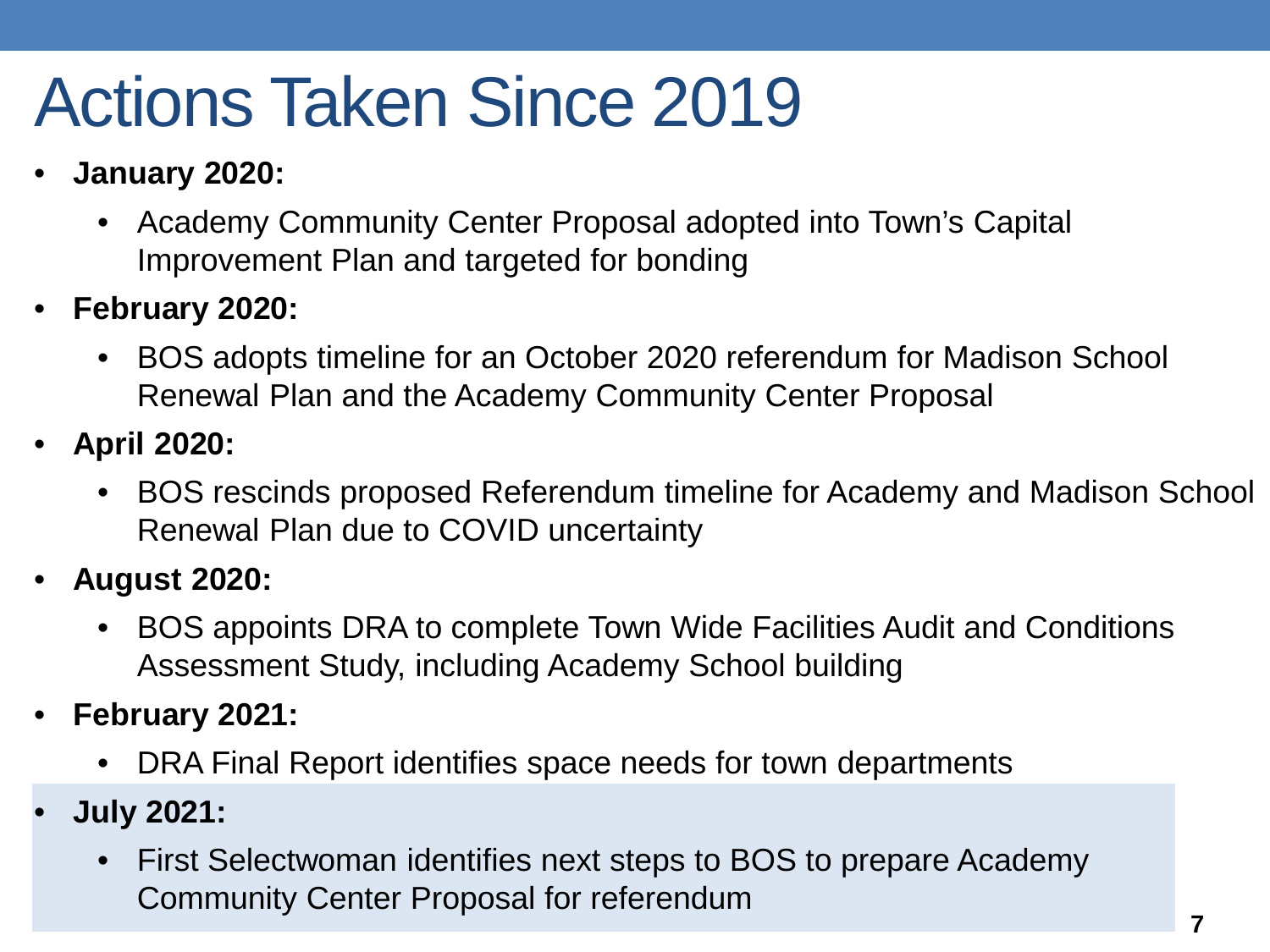# Actions Taken Since 2019

- **January 2020:**
  - Academy Community Center Proposal adopted into Town's Capital Improvement Plan and targeted for bonding
- **February 2020:**
  - BOS adopts timeline for an October 2020 referendum for Madison School Renewal Plan and the Academy Community Center Proposal
- **April 2020:**
  - BOS rescinds proposed Referendum timeline for Academy and Madison School Renewal Plan due to COVID uncertainty
- **August 2020:**
  - BOS appoints DRA to complete Town Wide Facilities Audit and Conditions Assessment Study, including Academy School building
- **February 2021:**
  - DRA Final Report identifies space needs for town departments
- **July 2021:**
  - First Selectwoman identifies next steps to BOS to prepare Academy Community Center Proposal for referendum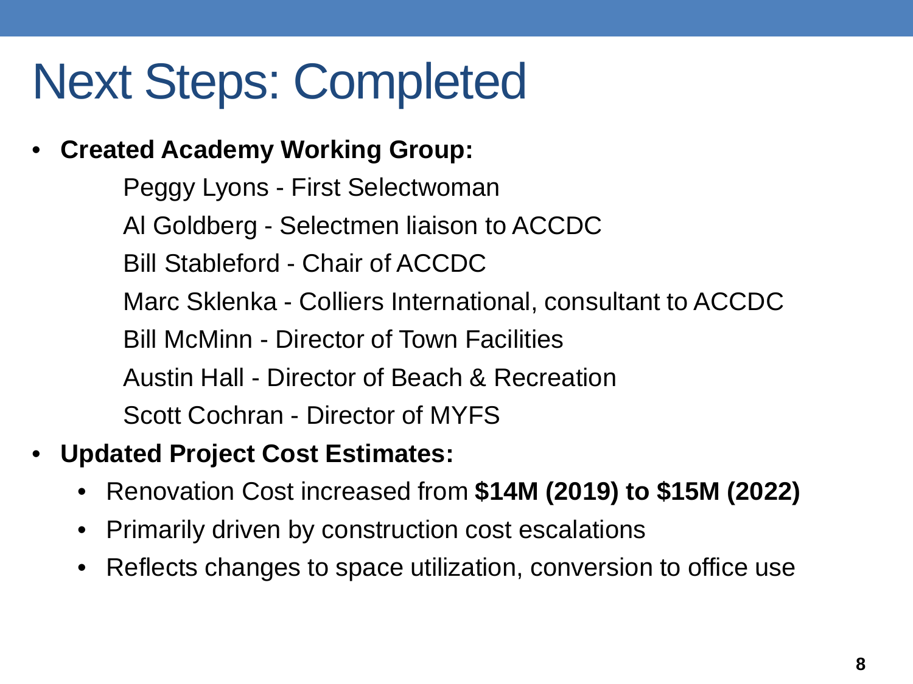# Next Steps: Completed

- **Created Academy Working Group:**

  Peggy Lyons - First Selectwoman

  Al Goldberg - Selectmen liaison to ACCDC

  Bill Stableford - Chair of ACCDC

  Marc Sklenka - Colliers International, consultant to ACCDC

  Bill McMinn - Director of Town Facilities

  Austin Hall - Director of Beach & Recreation

  Scott Cochran - Director of MYFS

- **Updated Project Cost Estimates:**
  - Renovation Cost increased from **$14M (2019) to $15M (2022)**
  - Primarily driven by construction cost escalations
  - Reflects changes to space utilization, conversion to office use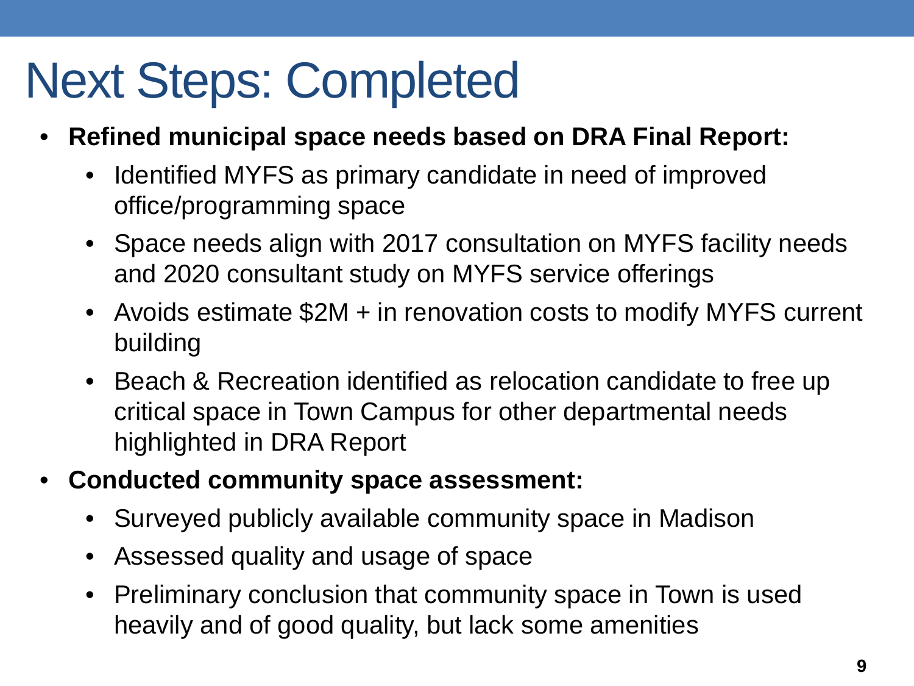# Next Steps: Completed

- **Refined municipal space needs based on DRA Final Report:**
  - Identified MYFS as primary candidate in need of improved office/programming space
  - Space needs align with 2017 consultation on MYFS facility needs and 2020 consultant study on MYFS service offerings
  - Avoids estimate $2M + in renovation costs to modify MYFS current building
  - Beach & Recreation identified as relocation candidate to free up critical space in Town Campus for other departmental needs highlighted in DRA Report
- **Conducted community space assessment:**
  - Surveyed publicly available community space in Madison
  - Assessed quality and usage of space
  - Preliminary conclusion that community space in Town is used heavily and of good quality, but lack some amenities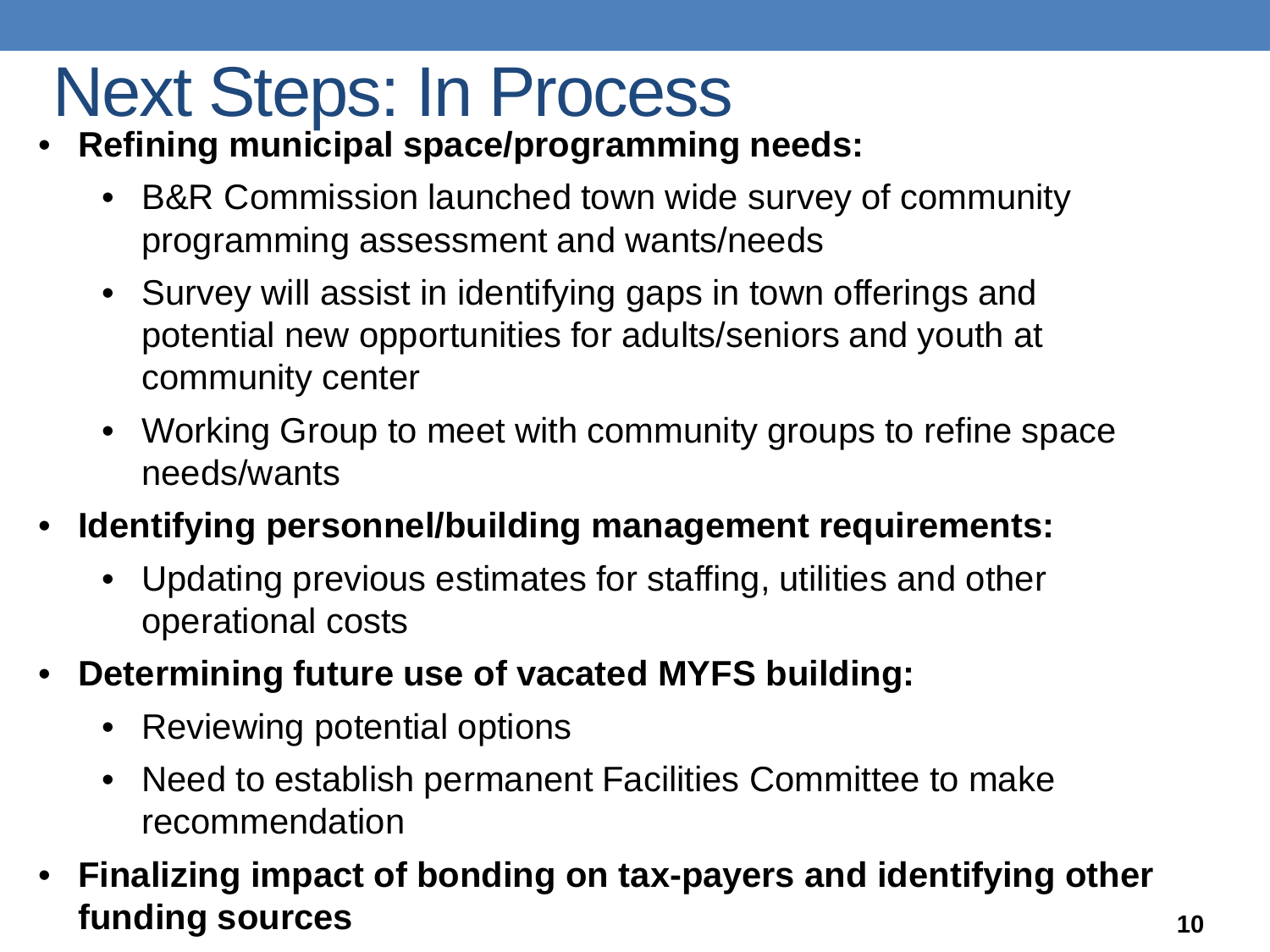# Next Steps: In Process

- **Refining municipal space/programming needs:**
  - B&R Commission launched town wide survey of community programming assessment and wants/needs
  - Survey will assist in identifying gaps in town offerings and potential new opportunities for adults/seniors and youth at community center
  - Working Group to meet with community groups to refine space needs/wants
- **Identifying personnel/building management requirements:**
  - Updating previous estimates for staffing, utilities and other operational costs
- **Determining future use of vacated MYFS building:**
  - Reviewing potential options
  - Need to establish permanent Facilities Committee to make recommendation
- **Finalizing impact of bonding on tax-payers and identifying other funding sources**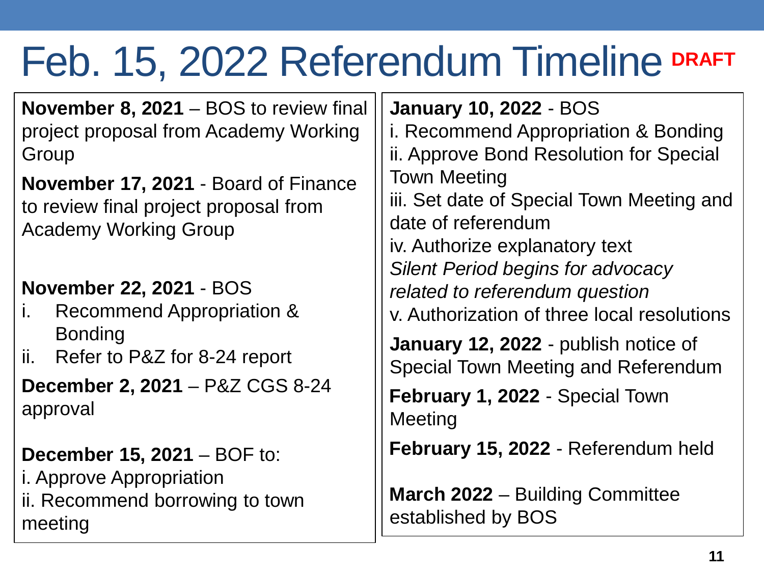# Feb. 15, 2022 Referendum Timeline DRAFT

**November 8, 2021** – BOS to review final project proposal from Academy Working Group

**November 17, 2021** - Board of Finance to review final project proposal from Academy Working Group

**November 22, 2021** - BOS

i. Recommend Appropriation & Bonding
ii. Refer to P&Z for 8-24 report

**December 2, 2021** – P&Z CGS 8-24 approval

**December 15, 2021** – BOF to:

i. Approve Appropriation
ii. Recommend borrowing to town meeting

**January 10, 2022** - BOS

i. Recommend Appropriation & Bonding
ii. Approve Bond Resolution for Special Town Meeting
iii. Set date of Special Town Meeting and date of referendum
iv. Authorize explanatory text
*Silent Period begins for advocacy related to referendum question*
v. Authorization of three local resolutions

**January 12, 2022** - publish notice of Special Town Meeting and Referendum

**February 1, 2022** - Special Town Meeting

**February 15, 2022** - Referendum held

**March 2022** – Building Committee established by BOS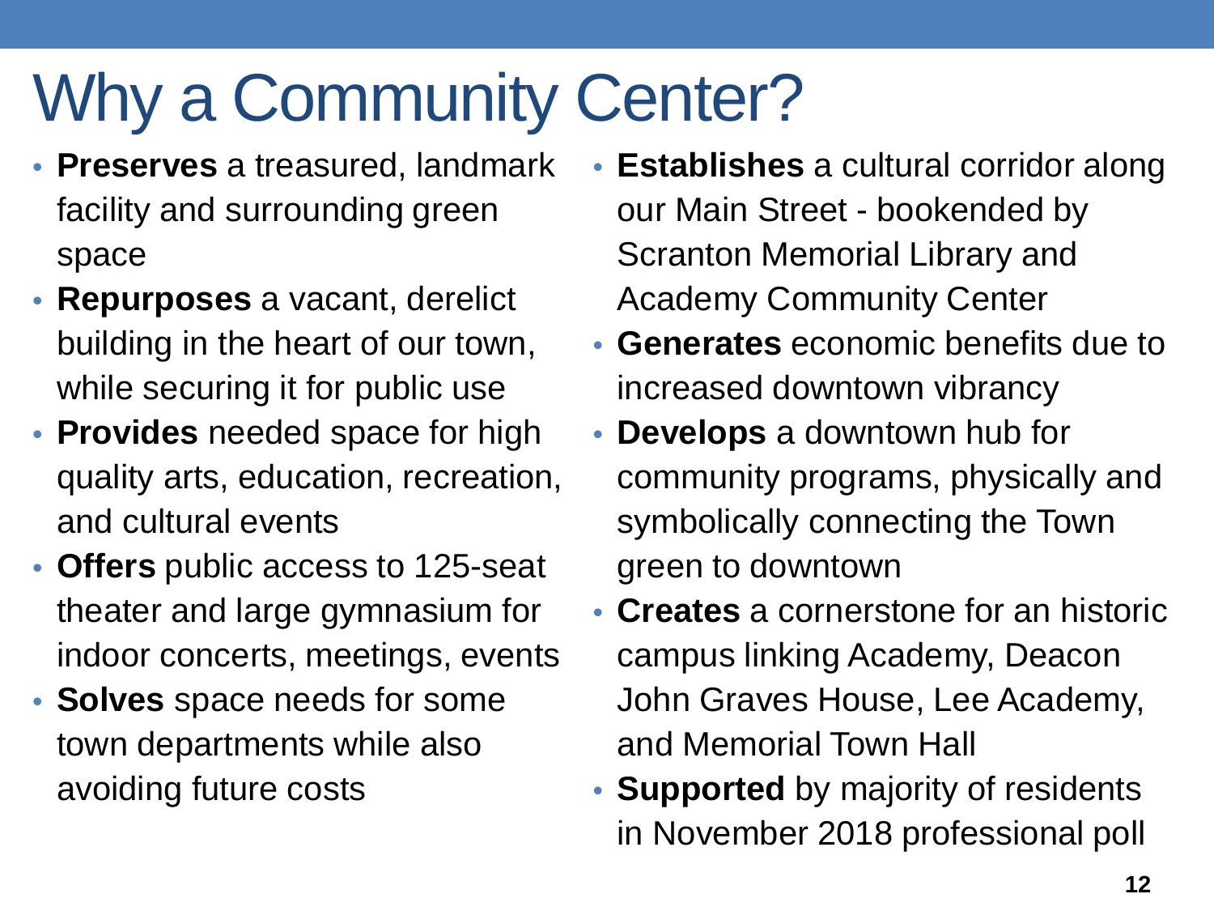# Why a Community Center?

- **Preserves** a treasured, landmark facility and surrounding green space
- **Repurposes** a vacant, derelict building in the heart of our town, while securing it for public use
- **Provides** needed space for high quality arts, education, recreation, and cultural events
- **Offers** public access to 125-seat theater and large gymnasium for indoor concerts, meetings, events
- **Solves** space needs for some town departments while also avoiding future costs
- **Establishes** a cultural corridor along our Main Street - bookended by Scranton Memorial Library and Academy Community Center
- **Generates** economic benefits due to increased downtown vibrancy
- **Develops** a downtown hub for community programs, physically and symbolically connecting the Town green to downtown
- **Creates** a cornerstone for an historic campus linking Academy, Deacon John Graves House, Lee Academy, and Memorial Town Hall
- **Supported** by majority of residents in November 2018 professional poll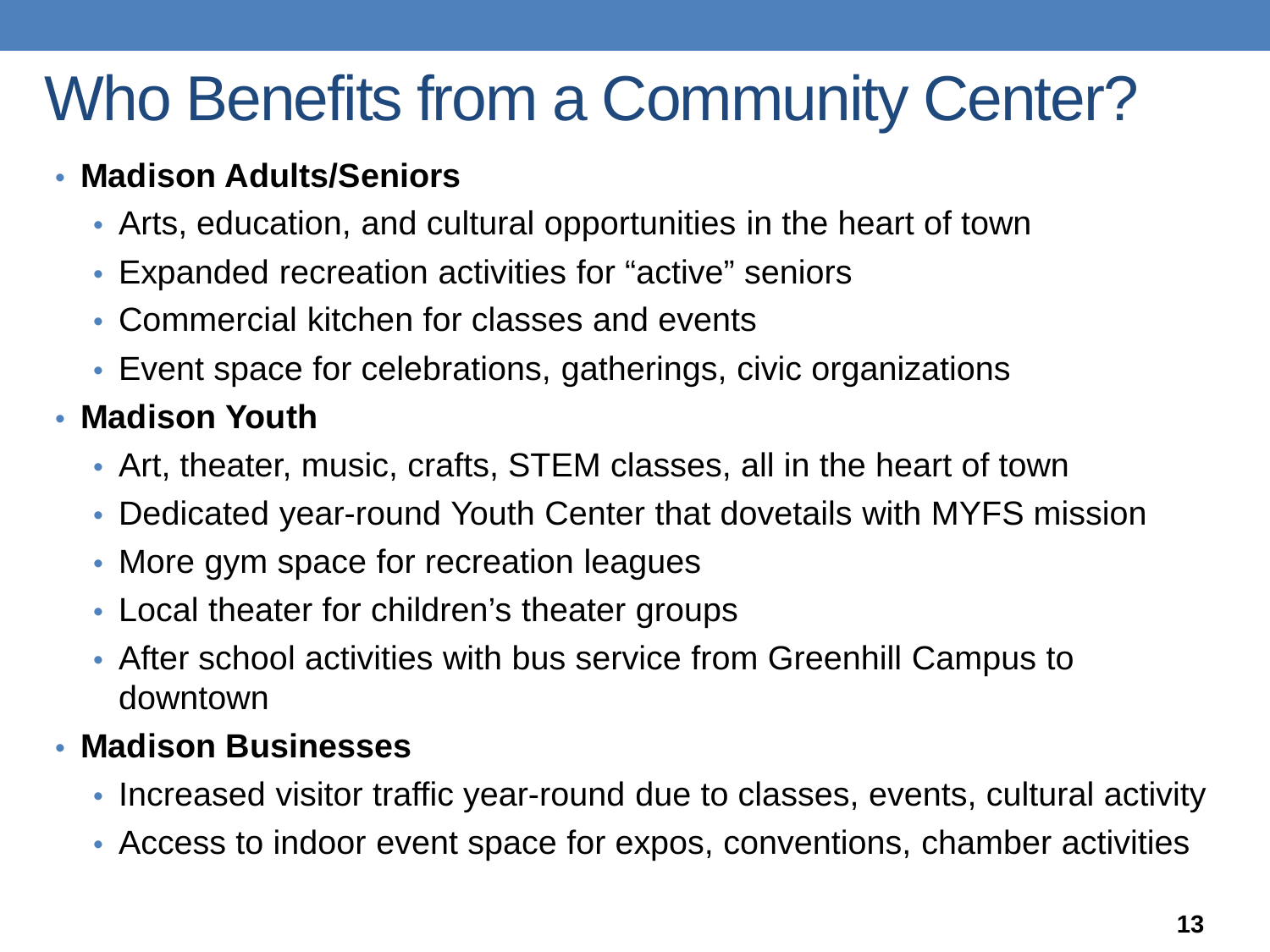# Who Benefits from a Community Center?

- **Madison Adults/Seniors**
  - Arts, education, and cultural opportunities in the heart of town
  - Expanded recreation activities for "active" seniors
  - Commercial kitchen for classes and events
  - Event space for celebrations, gatherings, civic organizations
- **Madison Youth**
  - Art, theater, music, crafts, STEM classes, all in the heart of town
  - Dedicated year-round Youth Center that dovetails with MYFS mission
  - More gym space for recreation leagues
  - Local theater for children's theater groups
  - After school activities with bus service from Greenhill Campus to downtown
- **Madison Businesses**
  - Increased visitor traffic year-round due to classes, events, cultural activity
  - Access to indoor event space for expos, conventions, chamber activities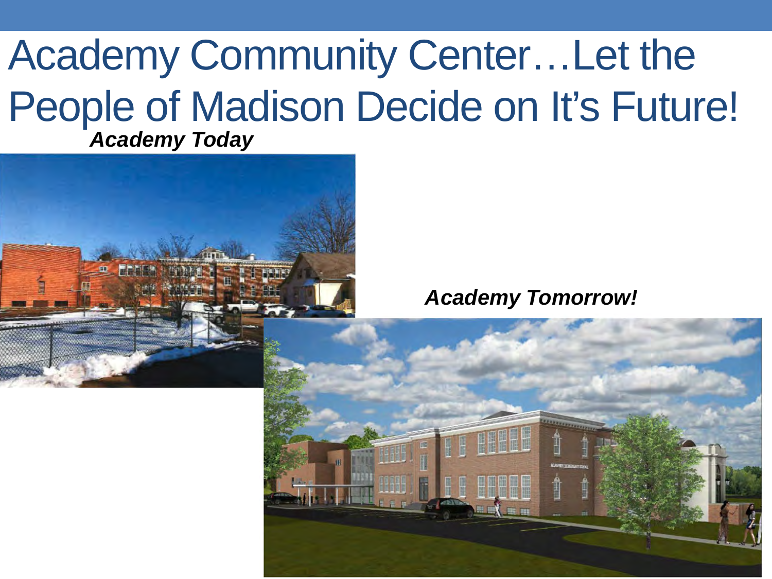# Academy Community Center…Let the People of Madison Decide on It's Future!

***Academy Today***

***Academy Tomorrow!***